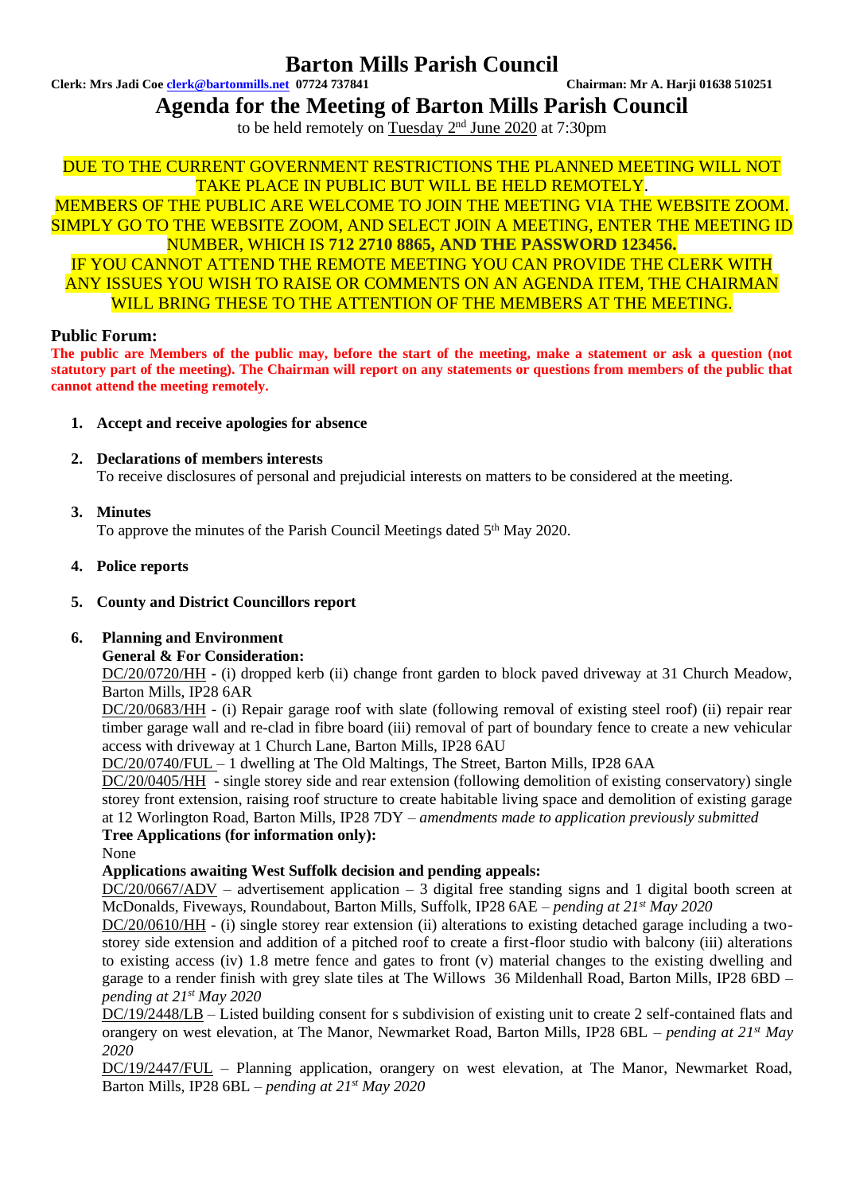# Barton Mills Parish Council

**Clerk: Mrs Jadi Coe clerk@bartonmills.net 07724 737841** **Chairman: Mr A. Harji 01638 510251**

## Agenda for the Meeting of Barton Mills Parish Council

to be held remotely on Tuesday 2nd June 2020 at 7:30pm

DUE TO THE CURRENT GOVERNMENT RESTRICTIONS THE PLANNED MEETING WILL NOT TAKE PLACE IN PUBLIC BUT WILL BE HELD REMOTELY.
MEMBERS OF THE PUBLIC ARE WELCOME TO JOIN THE MEETING VIA THE WEBSITE ZOOM. SIMPLY GO TO THE WEBSITE ZOOM, AND SELECT JOIN A MEETING, ENTER THE MEETING ID NUMBER, WHICH IS **712 2710 8865, AND THE PASSWORD 123456.**
IF YOU CANNOT ATTEND THE REMOTE MEETING YOU CAN PROVIDE THE CLERK WITH ANY ISSUES YOU WISH TO RAISE OR COMMENTS ON AN AGENDA ITEM, THE CHAIRMAN WILL BRING THESE TO THE ATTENTION OF THE MEMBERS AT THE MEETING.

### Public Forum:

**The public are Members of the public may, before the start of the meeting, make a statement or ask a question (not statutory part of the meeting). The Chairman will report on any statements or questions from members of the public that cannot attend the meeting remotely.**

1. **Accept and receive apologies for absence**

2. **Declarations of members interests**
   To receive disclosures of personal and prejudicial interests on matters to be considered at the meeting.

3. **Minutes**
   To approve the minutes of the Parish Council Meetings dated 5th May 2020.

4. **Police reports**

5. **County and District Councillors report**

6. **Planning and Environment**
   **General & For Consideration:**
   DC/20/0720/HH - (i) dropped kerb (ii) change front garden to block paved driveway at 31 Church Meadow, Barton Mills, IP28 6AR
   DC/20/0683/HH - (i) Repair garage roof with slate (following removal of existing steel roof) (ii) repair rear timber garage wall and re-clad in fibre board (iii) removal of part of boundary fence to create a new vehicular access with driveway at 1 Church Lane, Barton Mills, IP28 6AU
   DC/20/0740/FUL – 1 dwelling at The Old Maltings, The Street, Barton Mills, IP28 6AA
   DC/20/0405/HH - single storey side and rear extension (following demolition of existing conservatory) single storey front extension, raising roof structure to create habitable living space and demolition of existing garage at 12 Worlington Road, Barton Mills, IP28 7DY – *amendments made to application previously submitted*
   **Tree Applications (for information only):**
   None
   **Applications awaiting West Suffolk decision and pending appeals:**
   DC/20/0667/ADV – advertisement application – 3 digital free standing signs and 1 digital booth screen at McDonalds, Fiveways, Roundabout, Barton Mills, Suffolk, IP28 6AE – *pending at 21st May 2020*
   DC/20/0610/HH - (i) single storey rear extension (ii) alterations to existing detached garage including a two-storey side extension and addition of a pitched roof to create a first-floor studio with balcony (iii) alterations to existing access (iv) 1.8 metre fence and gates to front (v) material changes to the existing dwelling and garage to a render finish with grey slate tiles at The Willows 36 Mildenhall Road, Barton Mills, IP28 6BD – *pending at 21st May 2020*
   DC/19/2448/LB – Listed building consent for s subdivision of existing unit to create 2 self-contained flats and orangery on west elevation, at The Manor, Newmarket Road, Barton Mills, IP28 6BL – *pending at 21st May 2020*
   DC/19/2447/FUL – Planning application, orangery on west elevation, at The Manor, Newmarket Road, Barton Mills, IP28 6BL – *pending at 21st May 2020*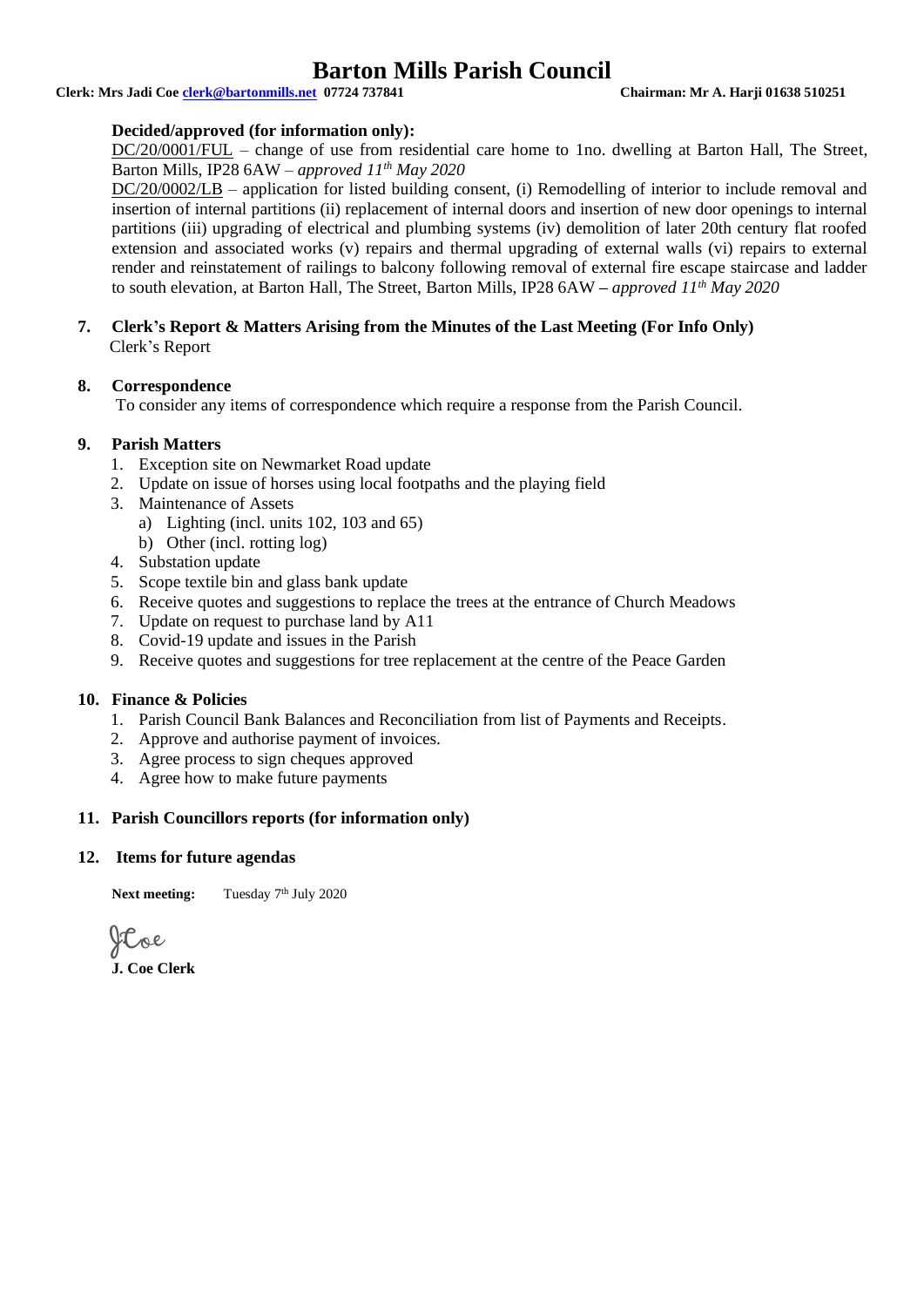**Decided/approved (for information only):**

DC/20/0001/FUL – change of use from residential care home to 1no. dwelling at Barton Hall, The Street, Barton Mills, IP28 6AW – *approved 11th May 2020*

DC/20/0002/LB – application for listed building consent, (i) Remodelling of interior to include removal and insertion of internal partitions (ii) replacement of internal doors and insertion of new door openings to internal partitions (iii) upgrading of electrical and plumbing systems (iv) demolition of later 20th century flat roofed extension and associated works (v) repairs and thermal upgrading of external walls (vi) repairs to external render and reinstatement of railings to balcony following removal of external fire escape staircase and ladder to south elevation, at Barton Hall, The Street, Barton Mills, IP28 6AW – *approved 11th May 2020*

**7. Clerk's Report & Matters Arising from the Minutes of the Last Meeting (For Info Only)**

Clerk's Report

**8. Correspondence**

To consider any items of correspondence which require a response from the Parish Council.

**9. Parish Matters**

1. Exception site on Newmarket Road update
2. Update on issue of horses using local footpaths and the playing field
3. Maintenance of Assets
   a) Lighting (incl. units 102, 103 and 65)
   b) Other (incl. rotting log)
4. Substation update
5. Scope textile bin and glass bank update
6. Receive quotes and suggestions to replace the trees at the entrance of Church Meadows
7. Update on request to purchase land by A11
8. Covid-19 update and issues in the Parish
9. Receive quotes and suggestions for tree replacement at the centre of the Peace Garden

**10. Finance & Policies**

1. Parish Council Bank Balances and Reconciliation from list of Payments and Receipts.
2. Approve and authorise payment of invoices.
3. Agree process to sign cheques approved
4. Agree how to make future payments

**11. Parish Councillors reports (for information only)**

**12. Items for future agendas**

**Next meeting:** Tuesday 7th July 2020

JCoe

**J. Coe Clerk**